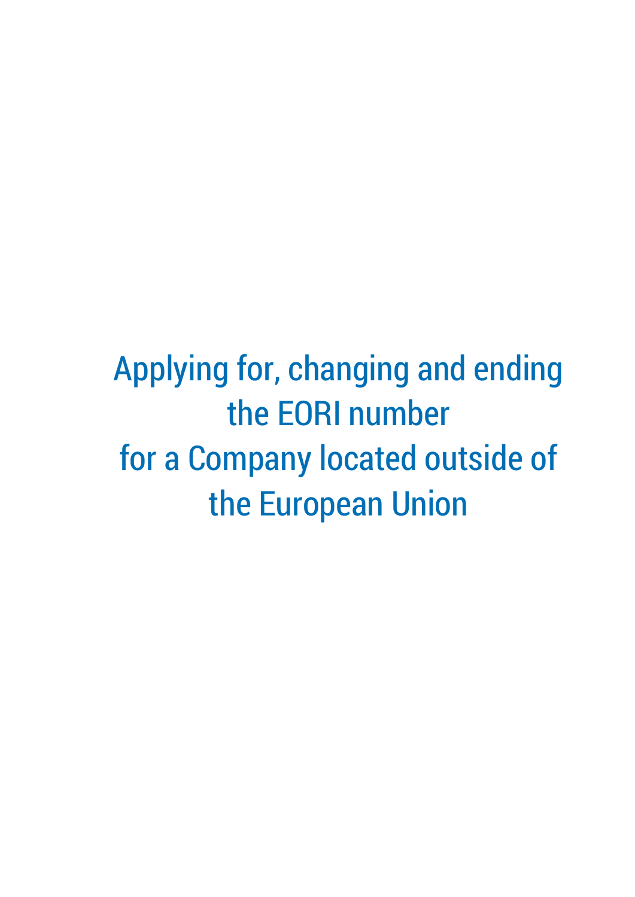# Applying for, changing and ending the EORI number for a Company located outside of the European Union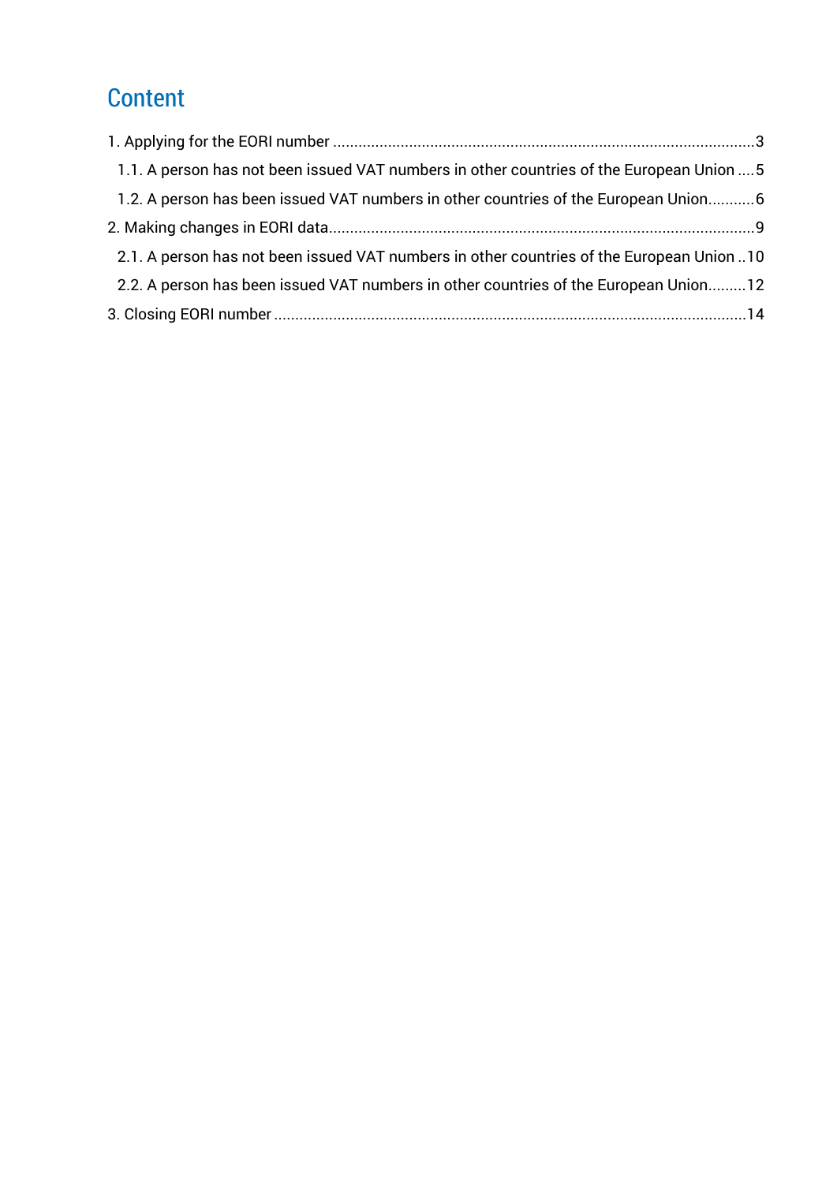# Content

1. Applying for the EORI number ....................................................................................................3
   1.1. A person has not been issued VAT numbers in other countries of the European Union ....5
   1.2. A person has been issued VAT numbers in other countries of the European Union...........6
2. Making changes in EORI data....................................................................................................9
   2.1. A person has not been issued VAT numbers in other countries of the European Union ..10
   2.2. A person has been issued VAT numbers in other countries of the European Union.........12
3. Closing EORI number ...............................................................................................................14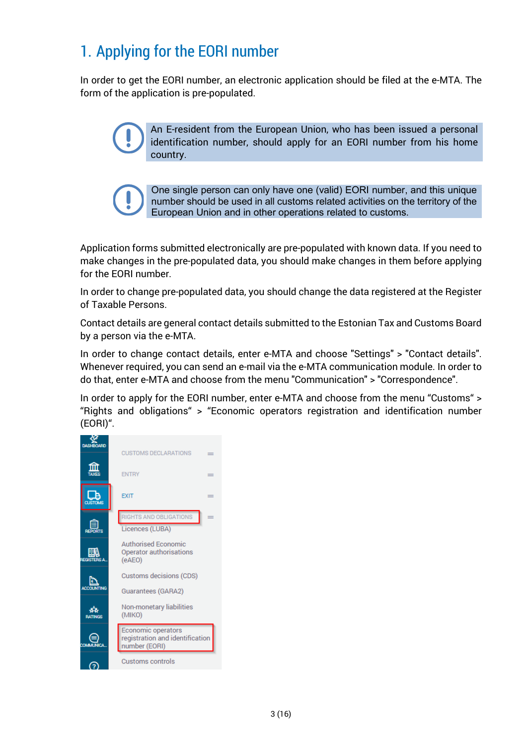# 1. Applying for the EORI number

In order to get the EORI number, an electronic application should be filed at the e-MTA. The form of the application is pre-populated.

> An E-resident from the European Union, who has been issued a personal identification number, should apply for an EORI number from his home country.

> One single person can only have one (valid) EORI number, and this unique number should be used in all customs related activities on the territory of the European Union and in other operations related to customs.

Application forms submitted electronically are pre-populated with known data. If you need to make changes in the pre-populated data, you should make changes in them before applying for the EORI number.

In order to change pre-populated data, you should change the data registered at the Register of Taxable Persons.

Contact details are general contact details submitted to the Estonian Tax and Customs Board by a person via the e-MTA.

In order to change contact details, enter e-MTA and choose "Settings" > "Contact details". Whenever required, you can send an e-mail via the e-MTA communication module. In order to do that, enter e-MTA and choose from the menu "Communication" > "Correspondence".

In order to apply for the EORI number, enter e-MTA and choose from the menu "Customs" > "Rights and obligations" > "Economic operators registration and identification number (EORI)".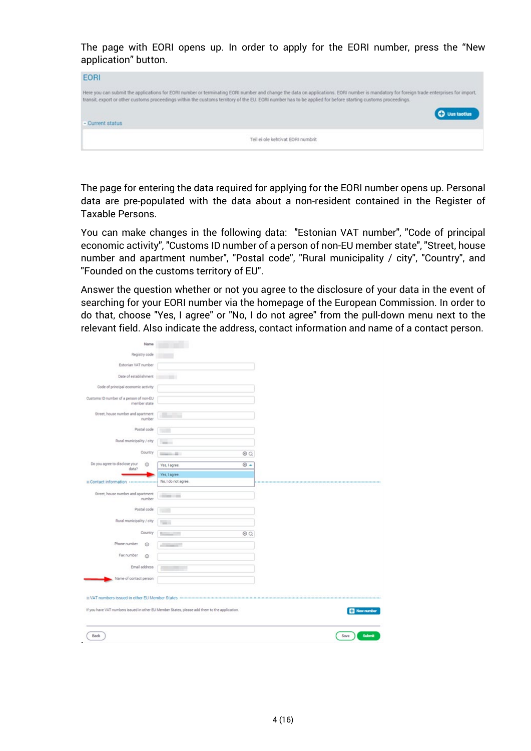The page with EORI opens up. In order to apply for the EORI number, press the "New application" button.

The page for entering the data required for applying for the EORI number opens up. Personal data are pre-populated with the data about a non-resident contained in the Register of Taxable Persons.

You can make changes in the following data: "Estonian VAT number", "Code of principal economic activity", "Customs ID number of a person of non-EU member state", "Street, house number and apartment number", "Postal code", "Rural municipality / city", "Country", and "Founded on the customs territory of EU".

Answer the question whether or not you agree to the disclosure of your data in the event of searching for your EORI number via the homepage of the European Commission. In order to do that, choose "Yes, I agree" or "No, I do not agree" from the pull-down menu next to the relevant field. Also indicate the address, contact information and name of a contact person.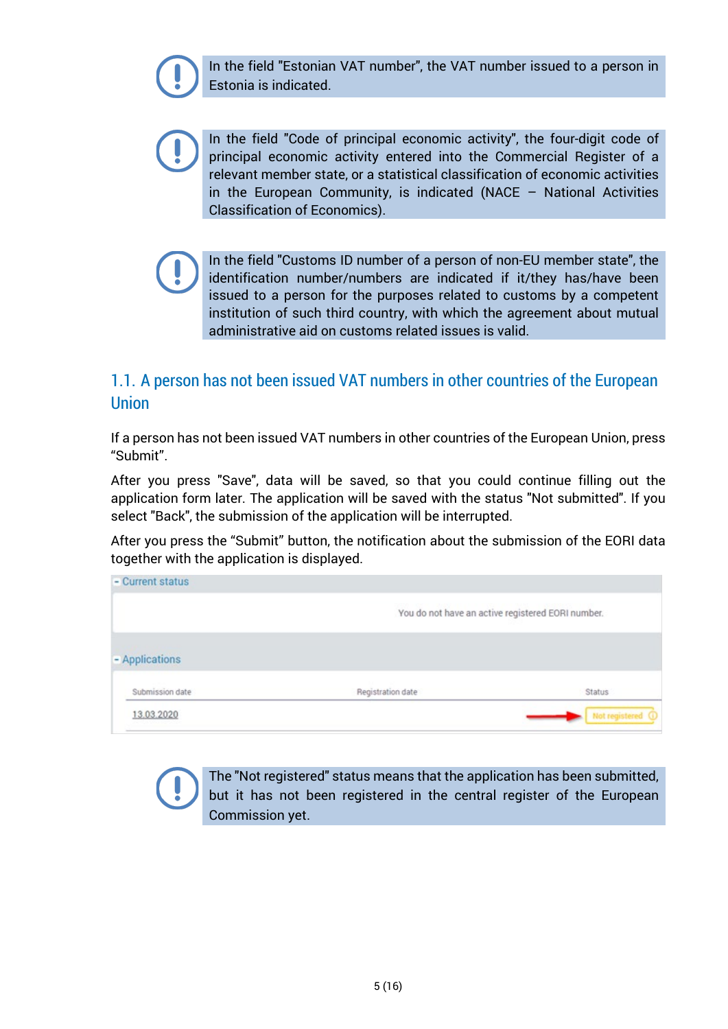> In the field "Estonian VAT number", the VAT number issued to a person in Estonia is indicated.

> In the field "Code of principal economic activity", the four-digit code of principal economic activity entered into the Commercial Register of a relevant member state, or a statistical classification of economic activities in the European Community, is indicated (NACE – National Activities Classification of Economics).

> In the field "Customs ID number of a person of non-EU member state", the identification number/numbers are indicated if it/they has/have been issued to a person for the purposes related to customs by a competent institution of such third country, with which the agreement about mutual administrative aid on customs related issues is valid.

## 1.1. A person has not been issued VAT numbers in other countries of the European Union

If a person has not been issued VAT numbers in other countries of the European Union, press "Submit".

After you press "Save", data will be saved, so that you could continue filling out the application form later. The application will be saved with the status "Not submitted". If you select "Back", the submission of the application will be interrupted.

After you press the "Submit" button, the notification about the submission of the EORI data together with the application is displayed.

- Current status

You do not have an active registered EORI number.

- Applications

| Submission date | Registration date | Status |
|---|---|---|
| 13.03.2020 | | Not registered |

> The "Not registered" status means that the application has been submitted, but it has not been registered in the central register of the European Commission yet.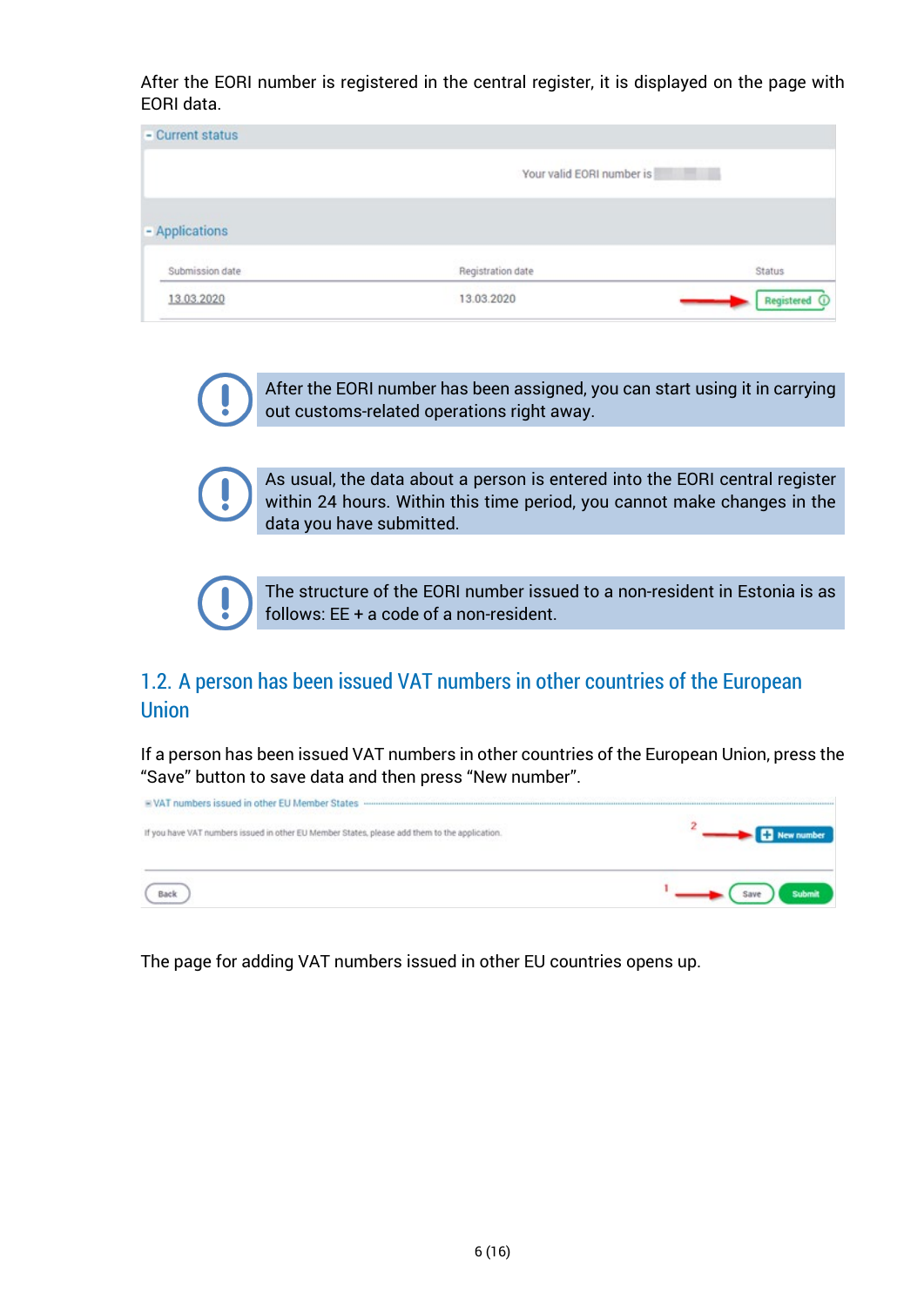After the EORI number is registered in the central register, it is displayed on the page with EORI data.

- Current status

Your valid EORI number is

- Applications

| Submission date | Registration date | Status |
| --- | --- | --- |
| 13.03.2020 | 13.03.2020 | Registered |

After the EORI number has been assigned, you can start using it in carrying out customs-related operations right away.

As usual, the data about a person is entered into the EORI central register within 24 hours. Within this time period, you cannot make changes in the data you have submitted.

The structure of the EORI number issued to a non-resident in Estonia is as follows: EE + a code of a non-resident.

## 1.2. A person has been issued VAT numbers in other countries of the European Union

If a person has been issued VAT numbers in other countries of the European Union, press the “Save” button to save data and then press “New number”.

VAT numbers issued in other EU Member States

If you have VAT numbers issued in other EU Member States, please add them to the application.

2 New number

Back

1 Save Submit

The page for adding VAT numbers issued in other EU countries opens up.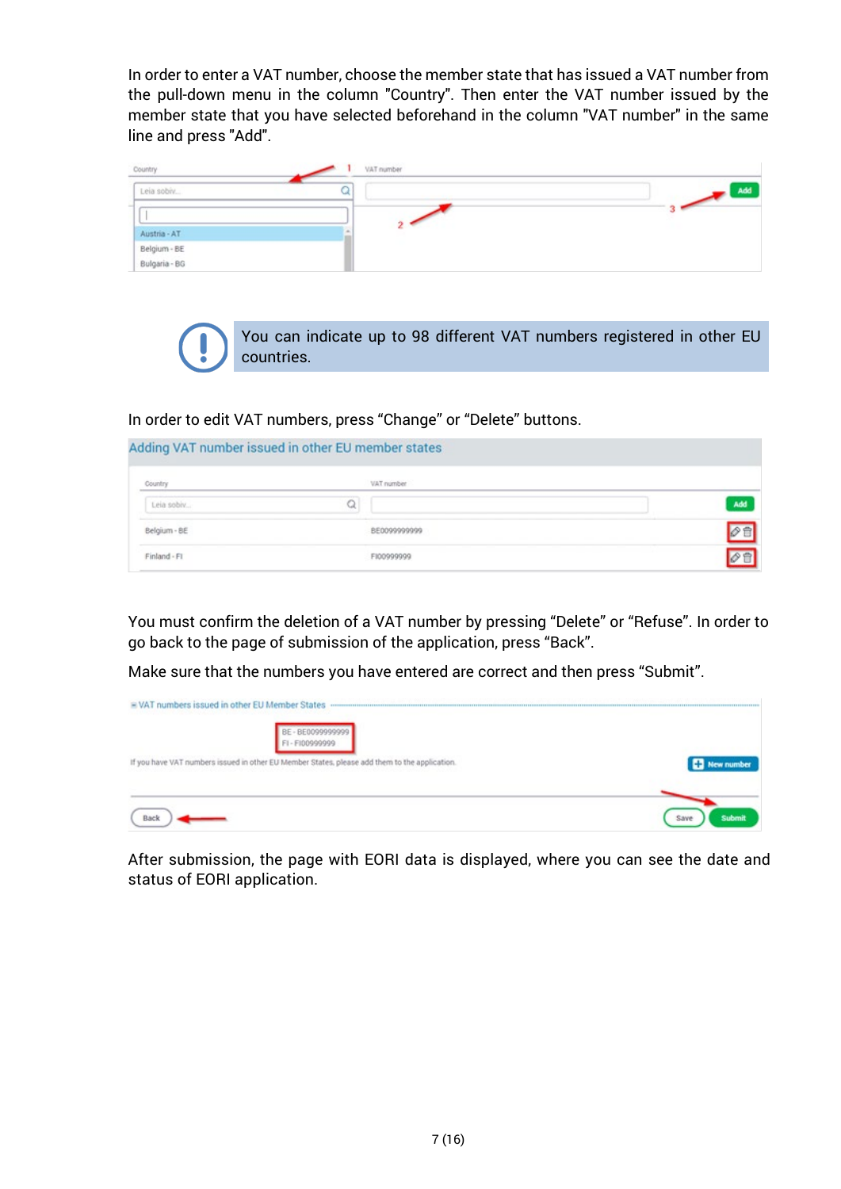In order to enter a VAT number, choose the member state that has issued a VAT number from the pull-down menu in the column "Country". Then enter the VAT number issued by the member state that you have selected beforehand in the column "VAT number" in the same line and press "Add".

You can indicate up to 98 different VAT numbers registered in other EU countries.

In order to edit VAT numbers, press “Change” or “Delete” buttons.

You must confirm the deletion of a VAT number by pressing “Delete” or “Refuse”. In order to go back to the page of submission of the application, press “Back”.

Make sure that the numbers you have entered are correct and then press “Submit”.

After submission, the page with EORI data is displayed, where you can see the date and status of EORI application.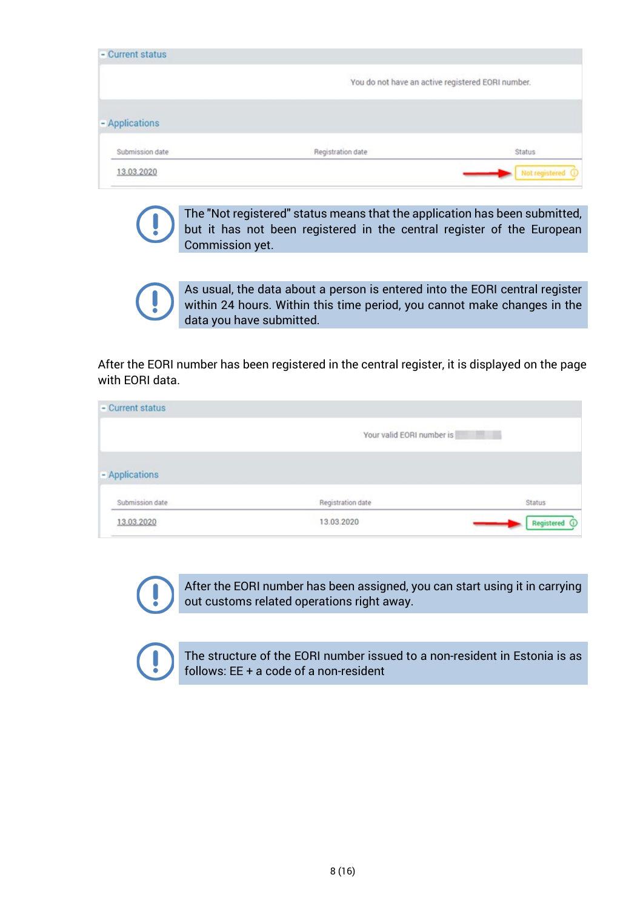**- Current status**

You do not have an active registered EORI number.

**- Applications**

| Submission date | Registration date | Status |
| --- | --- | --- |
| 13.03.2020 | | Not registered |

> The "Not registered" status means that the application has been submitted, but it has not been registered in the central register of the European Commission yet.

> As usual, the data about a person is entered into the EORI central register within 24 hours. Within this time period, you cannot make changes in the data you have submitted.

After the EORI number has been registered in the central register, it is displayed on the page with EORI data.

**- Current status**

Your valid EORI number is

**- Applications**

| Submission date | Registration date | Status |
| --- | --- | --- |
| 13.03.2020 | 13.03.2020 | Registered |

> After the EORI number has been assigned, you can start using it in carrying out customs related operations right away.

> The structure of the EORI number issued to a non-resident in Estonia is as follows: EE + a code of a non-resident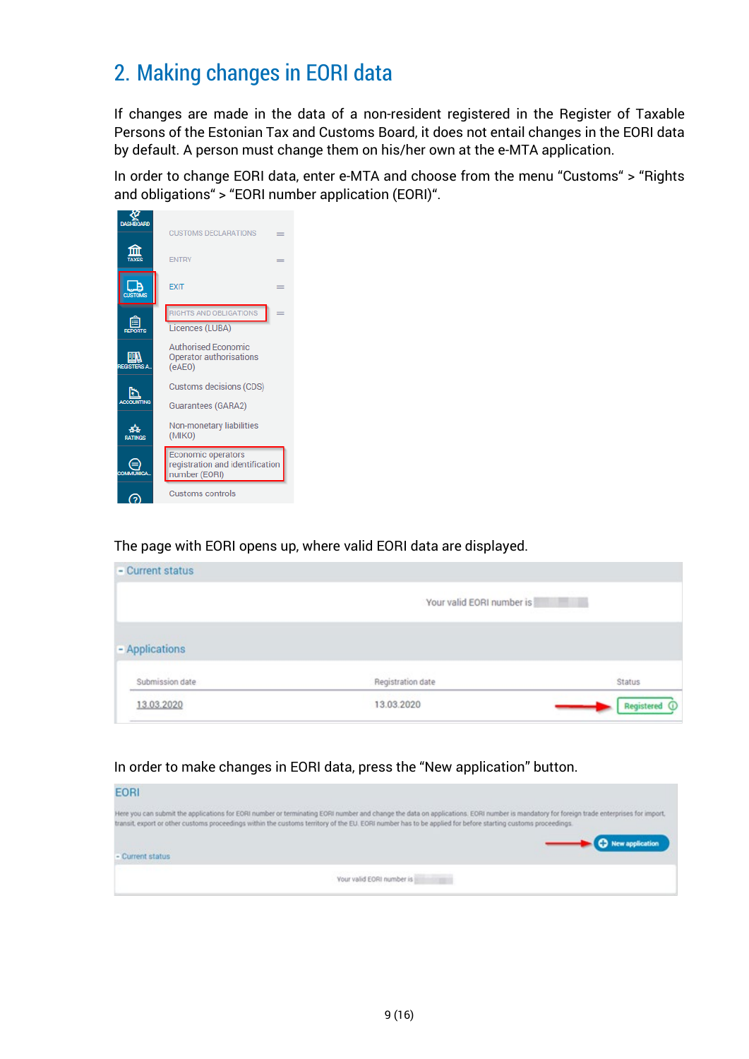## 2. Making changes in EORI data

If changes are made in the data of a non-resident registered in the Register of Taxable Persons of the Estonian Tax and Customs Board, it does not entail changes in the EORI data by default. A person must change them on his/her own at the e-MTA application.

In order to change EORI data, enter e-MTA and choose from the menu “Customs“ > “Rights and obligations“ > “EORI number application (EORI)“.

The page with EORI opens up, where valid EORI data are displayed.

In order to make changes in EORI data, press the “New application” button.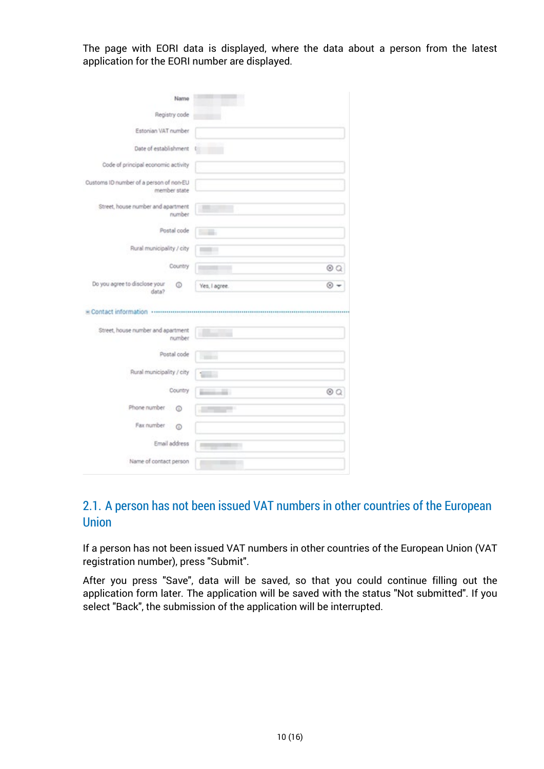The page with EORI data is displayed, where the data about a person from the latest application for the EORI number are displayed.

Name

Registry code

Estonian VAT number

Date of establishment

Code of principal economic activity

Customs ID number of a person of non-EU member state

Street, house number and apartment number

Postal code

Rural municipality / city

Country

Do you agree to disclose your data? — Yes, I agree.

Contact information

Street, house number and apartment number

Postal code

Rural municipality / city

Country

Phone number

Fax number

Email address

Name of contact person

## 2.1. A person has not been issued VAT numbers in other countries of the European Union

If a person has not been issued VAT numbers in other countries of the European Union (VAT registration number), press "Submit".

After you press "Save", data will be saved, so that you could continue filling out the application form later. The application will be saved with the status "Not submitted". If you select "Back", the submission of the application will be interrupted.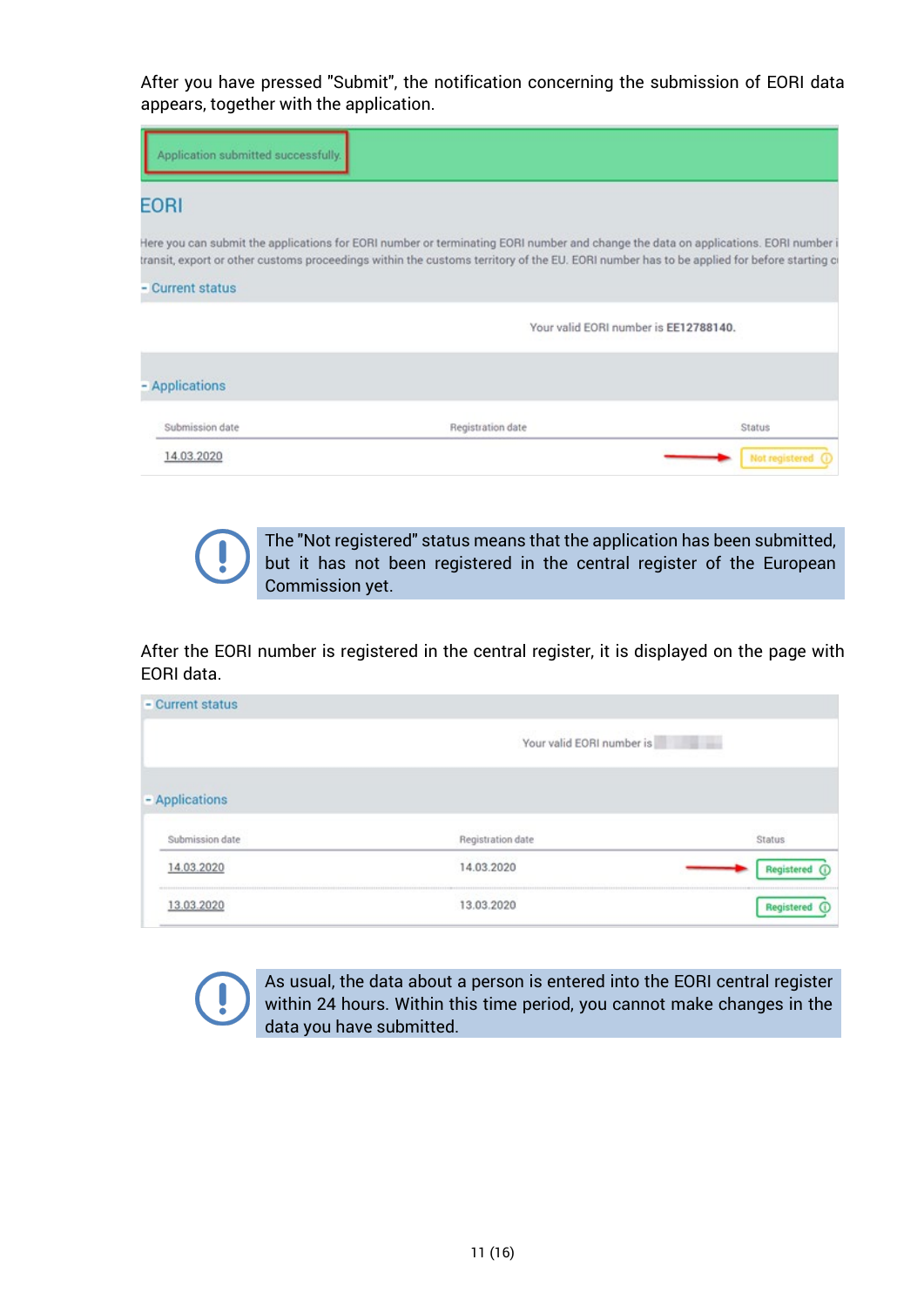After you have pressed "Submit", the notification concerning the submission of EORI data appears, together with the application.

Application submitted successfully.

EORI

Here you can submit the applications for EORI number or terminating EORI number and change the data on applications. EORI number i transit, export or other customs proceedings within the customs territory of the EU. EORI number has to be applied for before starting c

- Current status

Your valid EORI number is **EE12788140.**

- Applications

| Submission date | Registration date | Status |
|---|---|---|
| 14.03.2020 | | Not registered |

> The "Not registered" status means that the application has been submitted, but it has not been registered in the central register of the European Commission yet.

After the EORI number is registered in the central register, it is displayed on the page with EORI data.

- Current status

Your valid EORI number is

- Applications

| Submission date | Registration date | Status |
|---|---|---|
| 14.03.2020 | 14.03.2020 | Registered |
| 13.03.2020 | 13.03.2020 | Registered |

> As usual, the data about a person is entered into the EORI central register within 24 hours. Within this time period, you cannot make changes in the data you have submitted.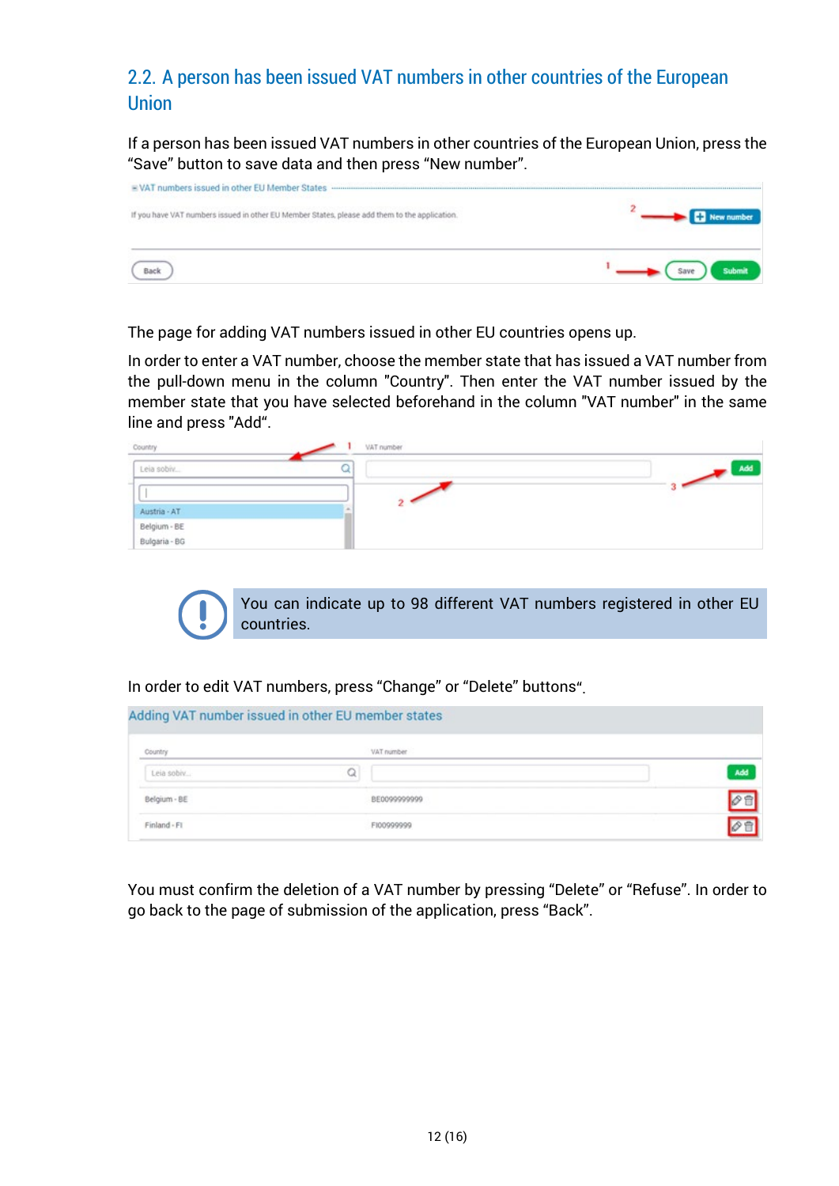## 2.2. A person has been issued VAT numbers in other countries of the European Union

If a person has been issued VAT numbers in other countries of the European Union, press the "Save" button to save data and then press "New number".

The page for adding VAT numbers issued in other EU countries opens up.

In order to enter a VAT number, choose the member state that has issued a VAT number from the pull-down menu in the column "Country". Then enter the VAT number issued by the member state that you have selected beforehand in the column "VAT number" in the same line and press "Add".

> You can indicate up to 98 different VAT numbers registered in other EU countries.

In order to edit VAT numbers, press "Change" or "Delete" buttons".

You must confirm the deletion of a VAT number by pressing "Delete" or "Refuse". In order to go back to the page of submission of the application, press "Back".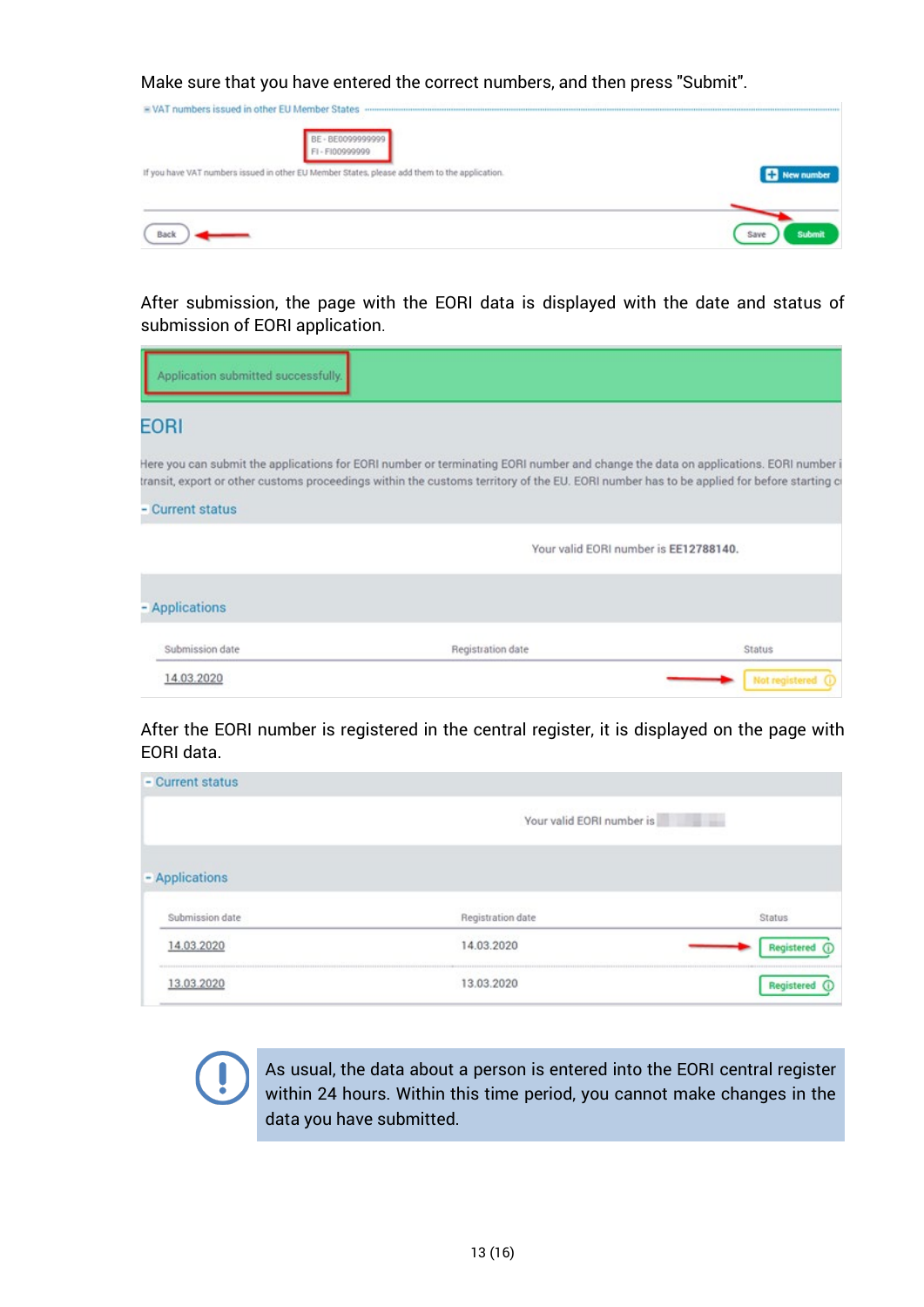Make sure that you have entered the correct numbers, and then press "Submit".

VAT numbers issued in other EU Member States

BE - BE0099999999
FI - FI00999999

If you have VAT numbers issued in other EU Member States, please add them to the application.

New number

Back

Save Submit

After submission, the page with the EORI data is displayed with the date and status of submission of EORI application.

Application submitted successfully.

EORI

Here you can submit the applications for EORI number or terminating EORI number and change the data on applications. EORI number i transit, export or other customs proceedings within the customs territory of the EU. EORI number has to be applied for before starting c

- Current status

Your valid EORI number is **EE12788140.**

- Applications

| Submission date | Registration date | Status |
| --- | --- | --- |
| 14.03.2020 | | Not registered |

After the EORI number is registered in the central register, it is displayed on the page with EORI data.

- Current status

Your valid EORI number is

- Applications

| Submission date | Registration date | Status |
| --- | --- | --- |
| 14.03.2020 | 14.03.2020 | Registered |
| 13.03.2020 | 13.03.2020 | Registered |

As usual, the data about a person is entered into the EORI central register within 24 hours. Within this time period, you cannot make changes in the data you have submitted.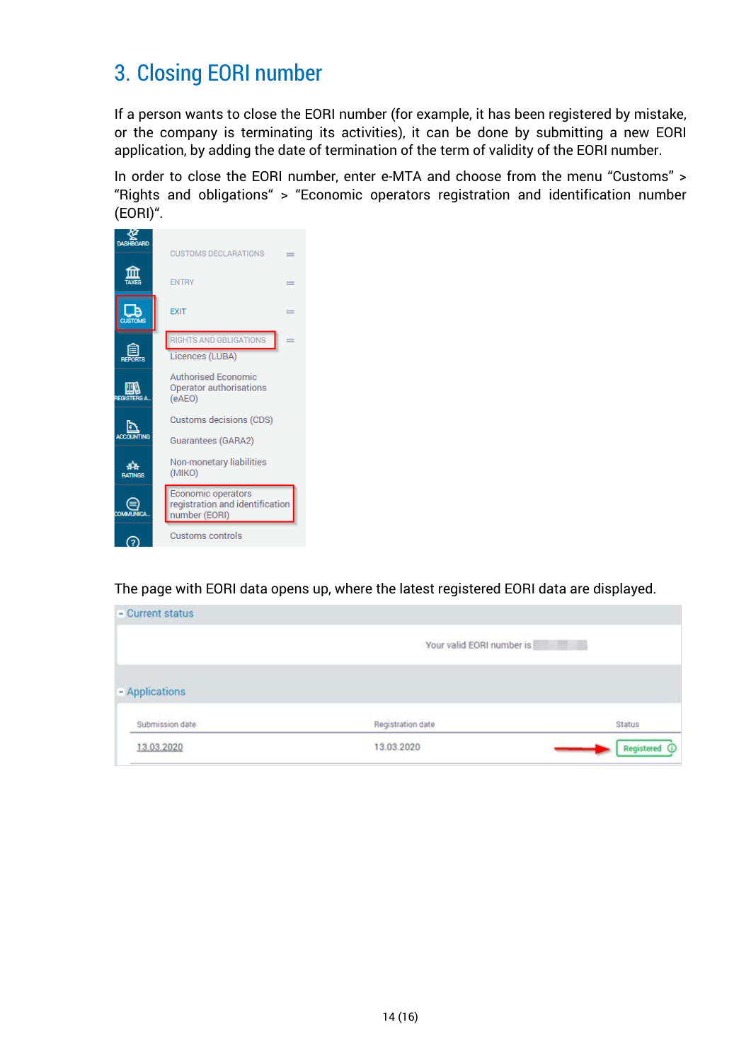# 3. Closing EORI number

If a person wants to close the EORI number (for example, it has been registered by mistake, or the company is terminating its activities), it can be done by submitting a new EORI application, by adding the date of termination of the term of validity of the EORI number.

In order to close the EORI number, enter e-MTA and choose from the menu "Customs" > "Rights and obligations" > "Economic operators registration and identification number (EORI)".

The page with EORI data opens up, where the latest registered EORI data are displayed.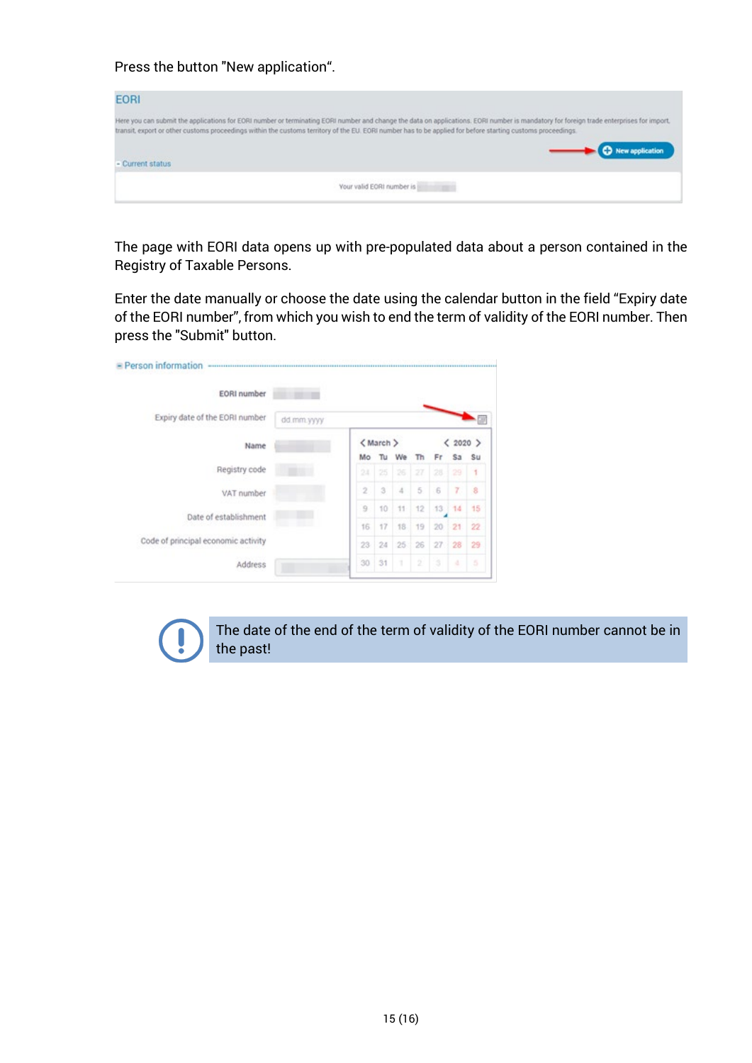Press the button "New application“.

The page with EORI data opens up with pre-populated data about a person contained in the Registry of Taxable Persons.

Enter the date manually or choose the date using the calendar button in the field “Expiry date of the EORI number”, from which you wish to end the term of validity of the EORI number. Then press the "Submit" button.

The date of the end of the term of validity of the EORI number cannot be in the past!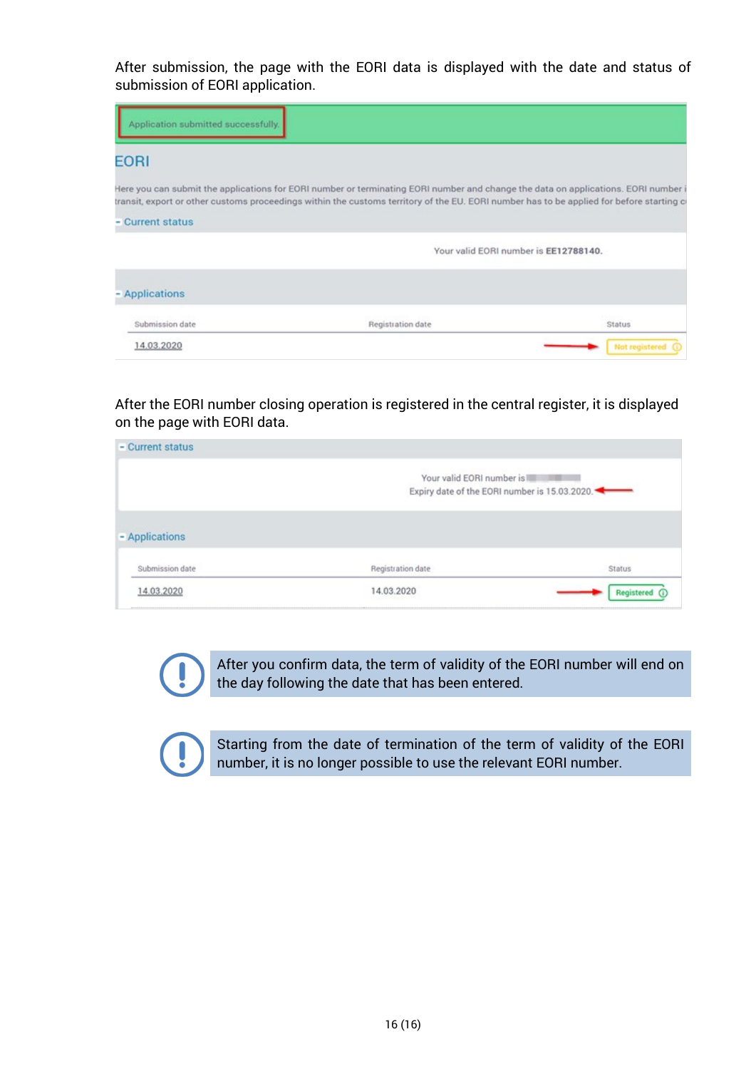After submission, the page with the EORI data is displayed with the date and status of submission of EORI application.

Application submitted successfully.

EORI

Here you can submit the applications for EORI number or terminating EORI number and change the data on applications. EORI number i transit, export or other customs proceedings within the customs territory of the EU. EORI number has to be applied for before starting c

- Current status

Your valid EORI number is **EE12788140.**

- Applications

| Submission date | Registration date | Status |
|---|---|---|
| 14.03.2020 | | Not registered |

After the EORI number closing operation is registered in the central register, it is displayed on the page with EORI data.

- Current status

Your valid EORI number is

Expiry date of the EORI number is 15.03.2020.

- Applications

| Submission date | Registration date | Status |
|---|---|---|
| 14.03.2020 | 14.03.2020 | Registered |

After you confirm data, the term of validity of the EORI number will end on the day following the date that has been entered.

Starting from the date of termination of the term of validity of the EORI number, it is no longer possible to use the relevant EORI number.